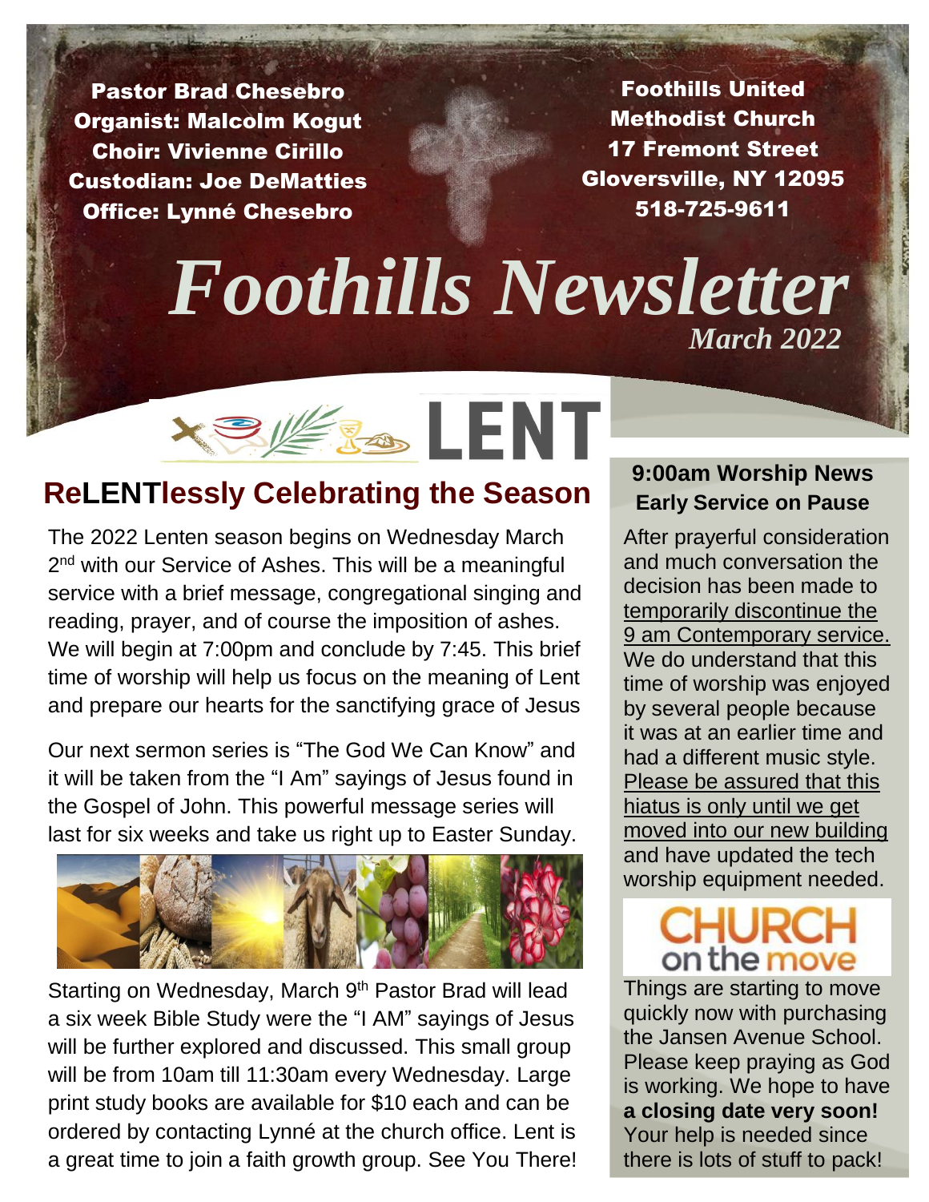Pastor Brad Chesebro
Organist: Malcolm Kogut
Choir: Vivienne Cirillo
Custodian: Joe DeMatties
Office: Lynné Chesebro

Foothills United Methodist Church
17 Fremont Street
Gloversville, NY 12095
518-725-9611

# *Foothills Newsletter*

***March 2022***

LENT

## ReLENTlessly Celebrating the Season

The 2022 Lenten season begins on Wednesday March 2nd with our Service of Ashes. This will be a meaningful service with a brief message, congregational singing and reading, prayer, and of course the imposition of ashes. We will begin at 7:00pm and conclude by 7:45. This brief time of worship will help us focus on the meaning of Lent and prepare our hearts for the sanctifying grace of Jesus

Our next sermon series is "The God We Can Know" and it will be taken from the "I Am" sayings of Jesus found in the Gospel of John. This powerful message series will last for six weeks and take us right up to Easter Sunday.

Starting on Wednesday, March 9th Pastor Brad will lead a six week Bible Study were the "I AM" sayings of Jesus will be further explored and discussed. This small group will be from 10am till 11:30am every Wednesday. Large print study books are available for $10 each and can be ordered by contacting Lynné at the church office. Lent is a great time to join a faith growth group. See You There!

### 9:00am Worship News
### Early Service on Pause

After prayerful consideration and much conversation the decision has been made to temporarily discontinue the 9 am Contemporary service. We do understand that this time of worship was enjoyed by several people because it was at an earlier time and had a different music style. Please be assured that this hiatus is only until we get moved into our new building and have updated the tech worship equipment needed.

### CHURCH on the move

Things are starting to move quickly now with purchasing the Jansen Avenue School. Please keep praying as God is working. We hope to have **a closing date very soon!** Your help is needed since there is lots of stuff to pack!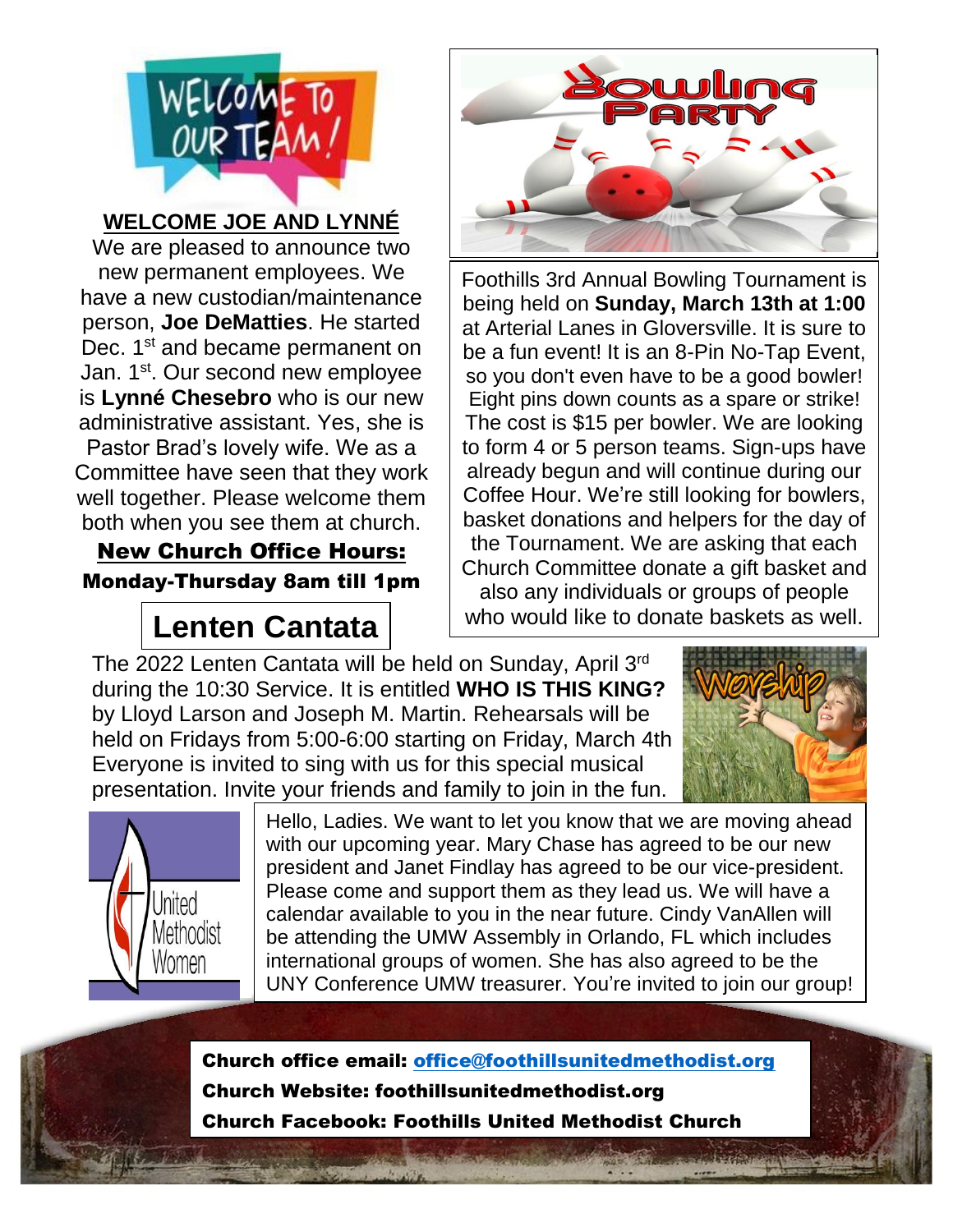## WELCOME JOE AND LYNNÉ

We are pleased to announce two new permanent employees. We have a new custodian/maintenance person, **Joe DeMatties**. He started Dec. 1st and became permanent on Jan. 1st. Our second new employee is **Lynné Chesebro** who is our new administrative assistant. Yes, she is Pastor Brad's lovely wife. We as a Committee have seen that they work well together. Please welcome them both when you see them at church.

**New Church Office Hours:**

**Monday-Thursday 8am till 1pm**

## Bowling Party

Foothills 3rd Annual Bowling Tournament is being held on **Sunday, March 13th at 1:00** at Arterial Lanes in Gloversville. It is sure to be a fun event! It is an 8-Pin No-Tap Event, so you don't even have to be a good bowler! Eight pins down counts as a spare or strike! The cost is $15 per bowler. We are looking to form 4 or 5 person teams. Sign-ups have already begun and will continue during our Coffee Hour. We're still looking for bowlers, basket donations and helpers for the day of the Tournament. We are asking that each Church Committee donate a gift basket and also any individuals or groups of people who would like to donate baskets as well.

## Lenten Cantata

The 2022 Lenten Cantata will be held on Sunday, April 3rd during the 10:30 Service. It is entitled **WHO IS THIS KING?** by Lloyd Larson and Joseph M. Martin. Rehearsals will be held on Fridays from 5:00-6:00 starting on Friday, March 4th Everyone is invited to sing with us for this special musical presentation. Invite your friends and family to join in the fun.

## United Methodist Women

Hello, Ladies. We want to let you know that we are moving ahead with our upcoming year. Mary Chase has agreed to be our new president and Janet Findlay has agreed to be our vice-president. Please come and support them as they lead us. We will have a calendar available to you in the near future. Cindy VanAllen will be attending the UMW Assembly in Orlando, FL which includes international groups of women. She has also agreed to be the UNY Conference UMW treasurer. You're invited to join our group!

**Church office email: office@foothillsunitedmethodist.org**

**Church Website: foothillsunitedmethodist.org**

**Church Facebook: Foothills United Methodist Church**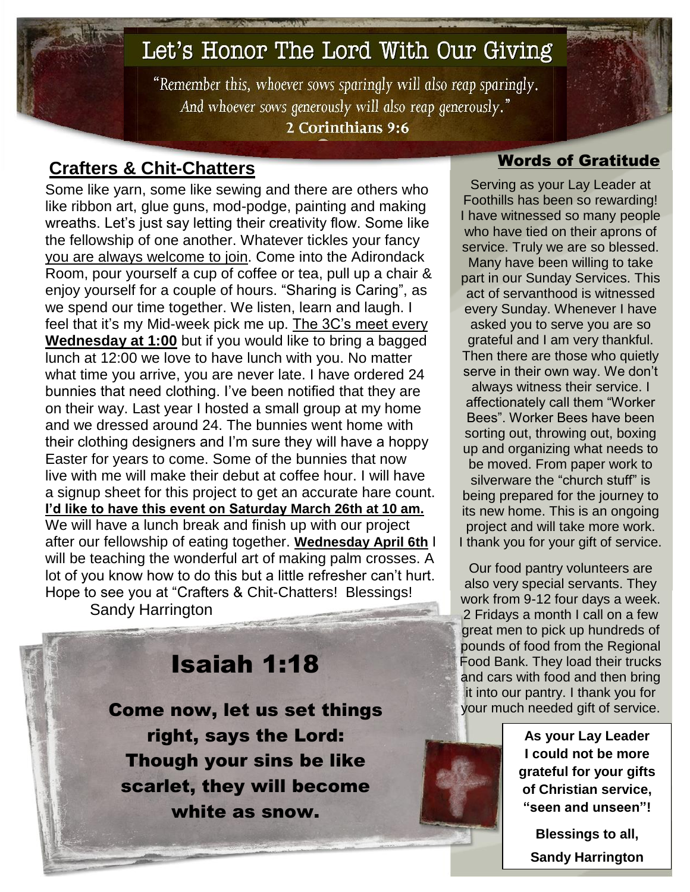# Let's Honor The Lord With Our Giving

*"Remember this, whoever sows sparingly will also reap sparingly. And whoever sows generously will also reap generously."*
**2 Corinthians 9:6**

## Crafters & Chit-Chatters

Some like yarn, some like sewing and there are others who like ribbon art, glue guns, mod-podge, painting and making wreaths. Let's just say letting their creativity flow. Some like the fellowship of one another. Whatever tickles your fancy you are always welcome to join. Come into the Adirondack Room, pour yourself a cup of coffee or tea, pull up a chair & enjoy yourself for a couple of hours. "Sharing is Caring", as we spend our time together. We listen, learn and laugh. I feel that it's my Mid-week pick me up. The 3C's meet every **Wednesday at 1:00** but if you would like to bring a bagged lunch at 12:00 we love to have lunch with you. No matter what time you arrive, you are never late. I have ordered 24 bunnies that need clothing. I've been notified that they are on their way. Last year I hosted a small group at my home and we dressed around 24. The bunnies went home with their clothing designers and I'm sure they will have a hoppy Easter for years to come. Some of the bunnies that now live with me will make their debut at coffee hour. I will have a signup sheet for this project to get an accurate hare count. **I'd like to have this event on Saturday March 26th at 10 am.** We will have a lunch break and finish up with our project after our fellowship of eating together. **Wednesday April 6th** I will be teaching the wonderful art of making palm crosses. A lot of you know how to do this but a little refresher can't hurt. Hope to see you at "Crafters & Chit-Chatters! Blessings!
Sandy Harrington

## Isaiah 1:18

**Come now, let us set things right, says the Lord: Though your sins be like scarlet, they will become white as snow.**

## Words of Gratitude

Serving as your Lay Leader at Foothills has been so rewarding! I have witnessed so many people who have tied on their aprons of service. Truly we are so blessed. Many have been willing to take part in our Sunday Services. This act of servanthood is witnessed every Sunday. Whenever I have asked you to serve you are so grateful and I am very thankful. Then there are those who quietly serve in their own way. We don't always witness their service. I affectionately call them "Worker Bees". Worker Bees have been sorting out, throwing out, boxing up and organizing what needs to be moved. From paper work to silverware the "church stuff" is being prepared for the journey to its new home. This is an ongoing project and will take more work. I thank you for your gift of service.

Our food pantry volunteers are also very special servants. They work from 9-12 four days a week. 2 Fridays a month I call on a few great men to pick up hundreds of pounds of food from the Regional Food Bank. They load their trucks and cars with food and then bring it into our pantry. I thank you for your much needed gift of service.

**As your Lay Leader I could not be more grateful for your gifts of Christian service, "seen and unseen"!**

**Blessings to all,**

**Sandy Harrington**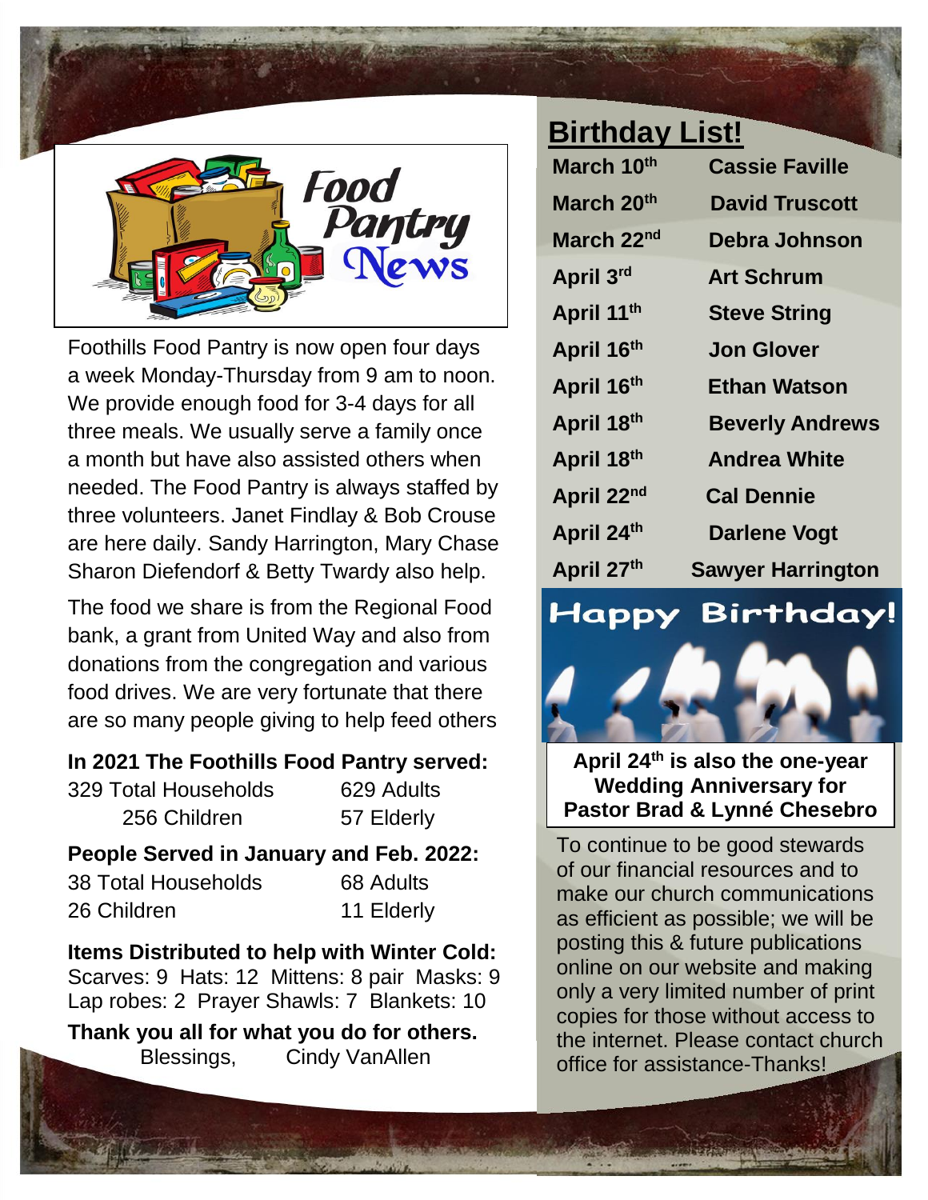# Food Pantry News

Foothills Food Pantry is now open four days a week Monday-Thursday from 9 am to noon. We provide enough food for 3-4 days for all three meals. We usually serve a family once a month but have also assisted others when needed. The Food Pantry is always staffed by three volunteers. Janet Findlay & Bob Crouse are here daily. Sandy Harrington, Mary Chase Sharon Diefendorf & Betty Twardy also help.

The food we share is from the Regional Food bank, a grant from United Way and also from donations from the congregation and various food drives. We are very fortunate that there are so many people giving to help feed others

**In 2021 The Foothills Food Pantry served:**

| | |
|---|---|
| 329 Total Households | 629 Adults |
| 256 Children | 57 Elderly |

**People Served in January and Feb. 2022:**

| | |
|---|---|
| 38 Total Households | 68 Adults |
| 26 Children | 11 Elderly |

**Items Distributed to help with Winter Cold:**
Scarves: 9 Hats: 12 Mittens: 8 pair Masks: 9
Lap robes: 2 Prayer Shawls: 7 Blankets: 10

**Thank you all for what you do for others.**
Blessings, Cindy VanAllen

## Birthday List!

| | |
|---|---|
| March 10th | Cassie Faville |
| March 20th | David Truscott |
| March 22nd | Debra Johnson |
| April 3rd | Art Schrum |
| April 11th | Steve String |
| April 16th | Jon Glover |
| April 16th | Ethan Watson |
| April 18th | Beverly Andrews |
| April 18th | Andrea White |
| April 22nd | Cal Dennie |
| April 24th | Darlene Vogt |
| April 27th | Sawyer Harrington |

**Happy Birthday!**

**April 24th is also the one-year Wedding Anniversary for Pastor Brad & Lynné Chesebro**

To continue to be good stewards of our financial resources and to make our church communications as efficient as possible; we will be posting this & future publications online on our website and making only a very limited number of print copies for those without access to the internet. Please contact church office for assistance-Thanks!